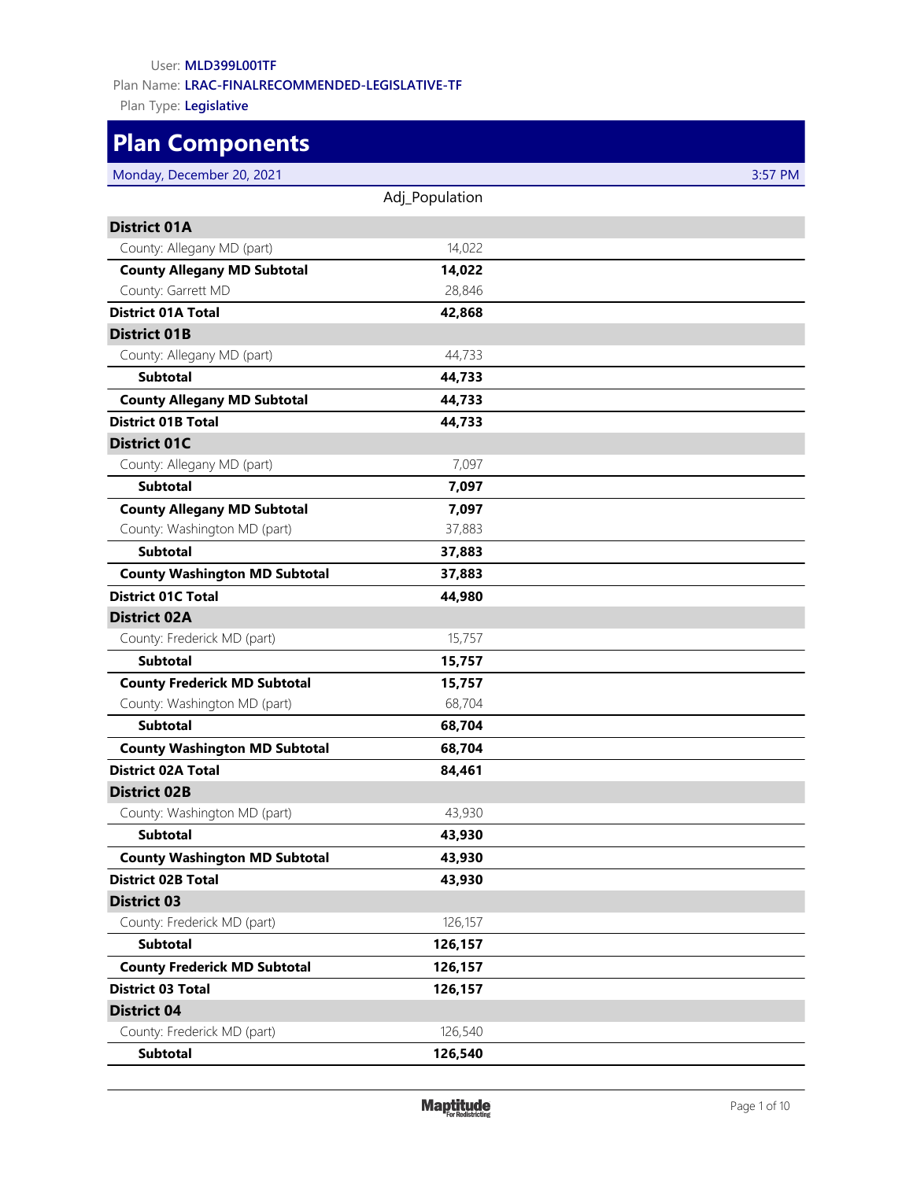User: **MLD399L001TF**

Plan Name: **LRAC-FINALRECOMMENDED-LEGISLATIVE-TF**

Plan Type: **Legislative**

# Plan Components

Monday, December 20, 2021 3:57 PM

| | Adj_Population |
|---|---|
| **District 01A** | |
| County: Allegany MD (part) | 14,022 |
| **County Allegany MD Subtotal** | **14,022** |
| County: Garrett MD | 28,846 |
| **District 01A Total** | **42,868** |
| **District 01B** | |
| County: Allegany MD (part) | 44,733 |
| **Subtotal** | **44,733** |
| **County Allegany MD Subtotal** | **44,733** |
| **District 01B Total** | **44,733** |
| **District 01C** | |
| County: Allegany MD (part) | 7,097 |
| **Subtotal** | **7,097** |
| **County Allegany MD Subtotal** | **7,097** |
| County: Washington MD (part) | 37,883 |
| **Subtotal** | **37,883** |
| **County Washington MD Subtotal** | **37,883** |
| **District 01C Total** | **44,980** |
| **District 02A** | |
| County: Frederick MD (part) | 15,757 |
| **Subtotal** | **15,757** |
| **County Frederick MD Subtotal** | **15,757** |
| County: Washington MD (part) | 68,704 |
| **Subtotal** | **68,704** |
| **County Washington MD Subtotal** | **68,704** |
| **District 02A Total** | **84,461** |
| **District 02B** | |
| County: Washington MD (part) | 43,930 |
| **Subtotal** | **43,930** |
| **County Washington MD Subtotal** | **43,930** |
| **District 02B Total** | **43,930** |
| **District 03** | |
| County: Frederick MD (part) | 126,157 |
| **Subtotal** | **126,157** |
| **County Frederick MD Subtotal** | **126,157** |
| **District 03 Total** | **126,157** |
| **District 04** | |
| County: Frederick MD (part) | 126,540 |
| **Subtotal** | **126,540** |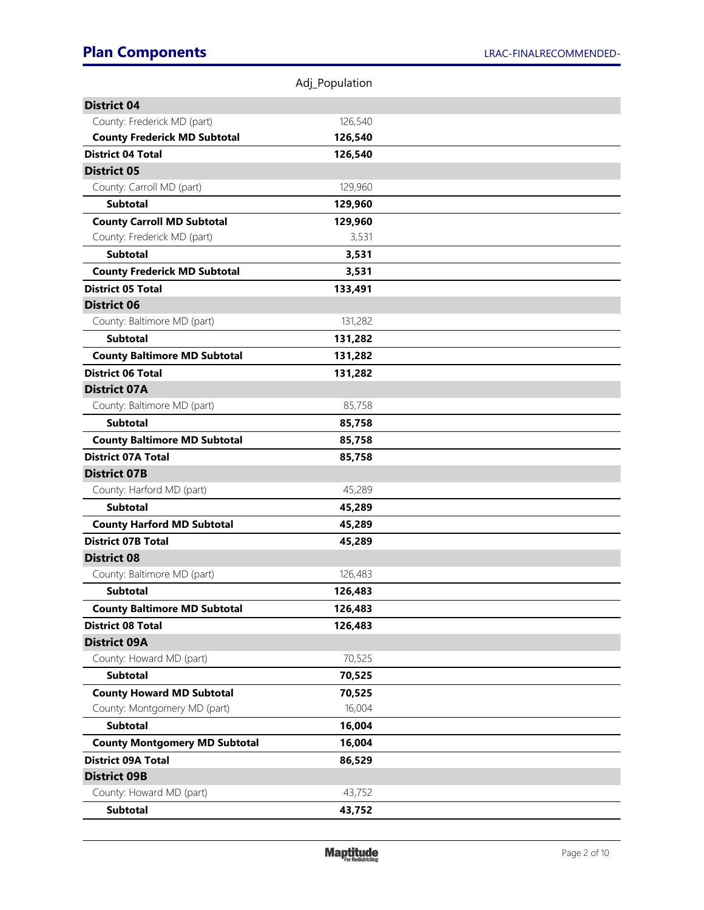## Plan Components

| | Adj_Population |
|---|---|
| **District 04** | |
| County: Frederick MD (part) | 126,540 |
| **County Frederick MD Subtotal** | **126,540** |
| **District 04 Total** | **126,540** |
| **District 05** | |
| County: Carroll MD (part) | 129,960 |
| **Subtotal** | **129,960** |
| **County Carroll MD Subtotal** | **129,960** |
| County: Frederick MD (part) | 3,531 |
| **Subtotal** | **3,531** |
| **County Frederick MD Subtotal** | **3,531** |
| **District 05 Total** | **133,491** |
| **District 06** | |
| County: Baltimore MD (part) | 131,282 |
| **Subtotal** | **131,282** |
| **County Baltimore MD Subtotal** | **131,282** |
| **District 06 Total** | **131,282** |
| **District 07A** | |
| County: Baltimore MD (part) | 85,758 |
| **Subtotal** | **85,758** |
| **County Baltimore MD Subtotal** | **85,758** |
| **District 07A Total** | **85,758** |
| **District 07B** | |
| County: Harford MD (part) | 45,289 |
| **Subtotal** | **45,289** |
| **County Harford MD Subtotal** | **45,289** |
| **District 07B Total** | **45,289** |
| **District 08** | |
| County: Baltimore MD (part) | 126,483 |
| **Subtotal** | **126,483** |
| **County Baltimore MD Subtotal** | **126,483** |
| **District 08 Total** | **126,483** |
| **District 09A** | |
| County: Howard MD (part) | 70,525 |
| **Subtotal** | **70,525** |
| **County Howard MD Subtotal** | **70,525** |
| County: Montgomery MD (part) | 16,004 |
| **Subtotal** | **16,004** |
| **County Montgomery MD Subtotal** | **16,004** |
| **District 09A Total** | **86,529** |
| **District 09B** | |
| County: Howard MD (part) | 43,752 |
| **Subtotal** | **43,752** |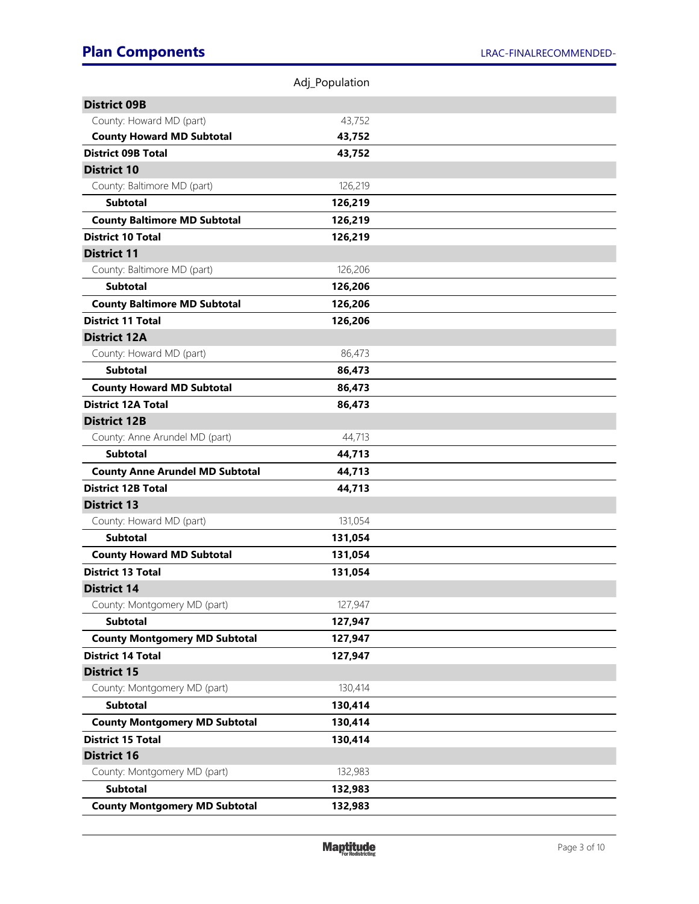## Plan Components

| | Adj_Population |
|---|---|
| **District 09B** | |
| County: Howard MD (part) | 43,752 |
| **County Howard MD Subtotal** | **43,752** |
| **District 09B Total** | **43,752** |
| **District 10** | |
| County: Baltimore MD (part) | 126,219 |
| **Subtotal** | **126,219** |
| **County Baltimore MD Subtotal** | **126,219** |
| **District 10 Total** | **126,219** |
| **District 11** | |
| County: Baltimore MD (part) | 126,206 |
| **Subtotal** | **126,206** |
| **County Baltimore MD Subtotal** | **126,206** |
| **District 11 Total** | **126,206** |
| **District 12A** | |
| County: Howard MD (part) | 86,473 |
| **Subtotal** | **86,473** |
| **County Howard MD Subtotal** | **86,473** |
| **District 12A Total** | **86,473** |
| **District 12B** | |
| County: Anne Arundel MD (part) | 44,713 |
| **Subtotal** | **44,713** |
| **County Anne Arundel MD Subtotal** | **44,713** |
| **District 12B Total** | **44,713** |
| **District 13** | |
| County: Howard MD (part) | 131,054 |
| **Subtotal** | **131,054** |
| **County Howard MD Subtotal** | **131,054** |
| **District 13 Total** | **131,054** |
| **District 14** | |
| County: Montgomery MD (part) | 127,947 |
| **Subtotal** | **127,947** |
| **County Montgomery MD Subtotal** | **127,947** |
| **District 14 Total** | **127,947** |
| **District 15** | |
| County: Montgomery MD (part) | 130,414 |
| **Subtotal** | **130,414** |
| **County Montgomery MD Subtotal** | **130,414** |
| **District 15 Total** | **130,414** |
| **District 16** | |
| County: Montgomery MD (part) | 132,983 |
| **Subtotal** | **132,983** |
| **County Montgomery MD Subtotal** | **132,983** |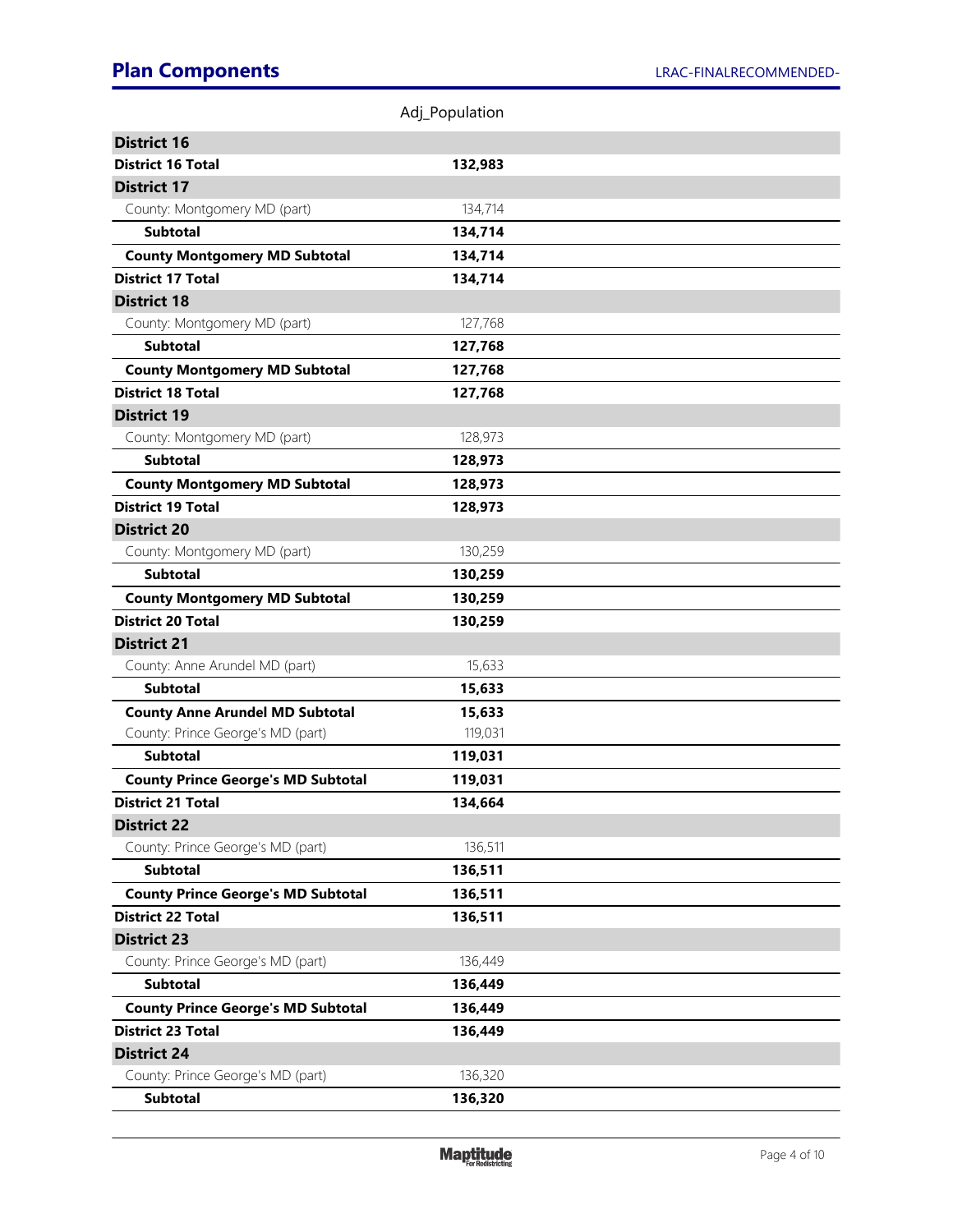## Plan Components

| | Adj_Population |
|---|---|
| **District 16** | |
| **District 16 Total** | **132,983** |
| **District 17** | |
| County: Montgomery MD (part) | 134,714 |
| **Subtotal** | **134,714** |
| **County Montgomery MD Subtotal** | **134,714** |
| **District 17 Total** | **134,714** |
| **District 18** | |
| County: Montgomery MD (part) | 127,768 |
| **Subtotal** | **127,768** |
| **County Montgomery MD Subtotal** | **127,768** |
| **District 18 Total** | **127,768** |
| **District 19** | |
| County: Montgomery MD (part) | 128,973 |
| **Subtotal** | **128,973** |
| **County Montgomery MD Subtotal** | **128,973** |
| **District 19 Total** | **128,973** |
| **District 20** | |
| County: Montgomery MD (part) | 130,259 |
| **Subtotal** | **130,259** |
| **County Montgomery MD Subtotal** | **130,259** |
| **District 20 Total** | **130,259** |
| **District 21** | |
| County: Anne Arundel MD (part) | 15,633 |
| **Subtotal** | **15,633** |
| **County Anne Arundel MD Subtotal** | **15,633** |
| County: Prince George's MD (part) | 119,031 |
| **Subtotal** | **119,031** |
| **County Prince George's MD Subtotal** | **119,031** |
| **District 21 Total** | **134,664** |
| **District 22** | |
| County: Prince George's MD (part) | 136,511 |
| **Subtotal** | **136,511** |
| **County Prince George's MD Subtotal** | **136,511** |
| **District 22 Total** | **136,511** |
| **District 23** | |
| County: Prince George's MD (part) | 136,449 |
| **Subtotal** | **136,449** |
| **County Prince George's MD Subtotal** | **136,449** |
| **District 23 Total** | **136,449** |
| **District 24** | |
| County: Prince George's MD (part) | 136,320 |
| **Subtotal** | **136,320** |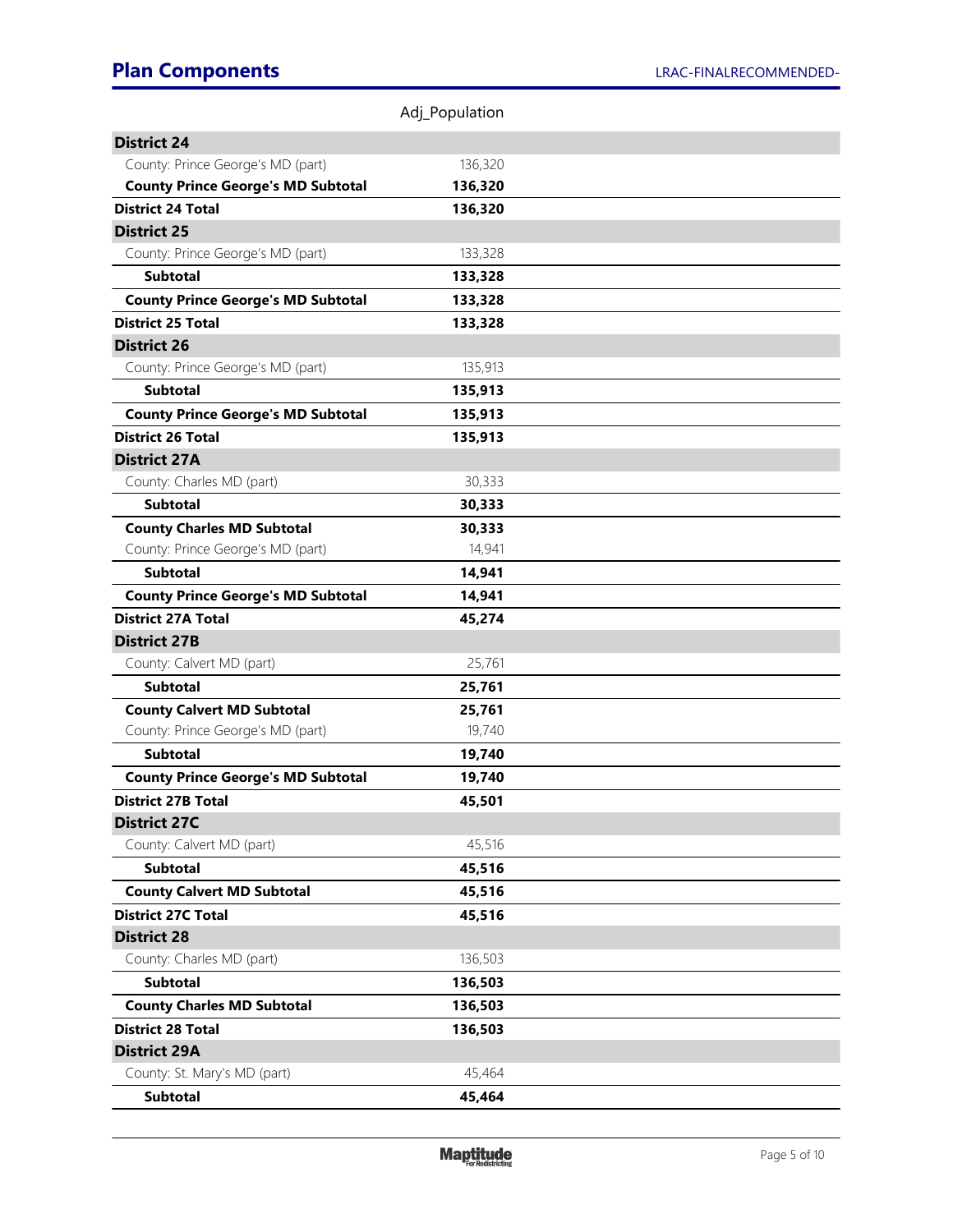## Plan Components

| | Adj_Population |
|---|---|
| **District 24** | |
| County: Prince George's MD (part) | 136,320 |
| **County Prince George's MD Subtotal** | **136,320** |
| **District 24 Total** | **136,320** |
| **District 25** | |
| County: Prince George's MD (part) | 133,328 |
| **Subtotal** | **133,328** |
| **County Prince George's MD Subtotal** | **133,328** |
| **District 25 Total** | **133,328** |
| **District 26** | |
| County: Prince George's MD (part) | 135,913 |
| **Subtotal** | **135,913** |
| **County Prince George's MD Subtotal** | **135,913** |
| **District 26 Total** | **135,913** |
| **District 27A** | |
| County: Charles MD (part) | 30,333 |
| **Subtotal** | **30,333** |
| **County Charles MD Subtotal** | **30,333** |
| County: Prince George's MD (part) | 14,941 |
| **Subtotal** | **14,941** |
| **County Prince George's MD Subtotal** | **14,941** |
| **District 27A Total** | **45,274** |
| **District 27B** | |
| County: Calvert MD (part) | 25,761 |
| **Subtotal** | **25,761** |
| **County Calvert MD Subtotal** | **25,761** |
| County: Prince George's MD (part) | 19,740 |
| **Subtotal** | **19,740** |
| **County Prince George's MD Subtotal** | **19,740** |
| **District 27B Total** | **45,501** |
| **District 27C** | |
| County: Calvert MD (part) | 45,516 |
| **Subtotal** | **45,516** |
| **County Calvert MD Subtotal** | **45,516** |
| **District 27C Total** | **45,516** |
| **District 28** | |
| County: Charles MD (part) | 136,503 |
| **Subtotal** | **136,503** |
| **County Charles MD Subtotal** | **136,503** |
| **District 28 Total** | **136,503** |
| **District 29A** | |
| County: St. Mary's MD (part) | 45,464 |
| **Subtotal** | **45,464** |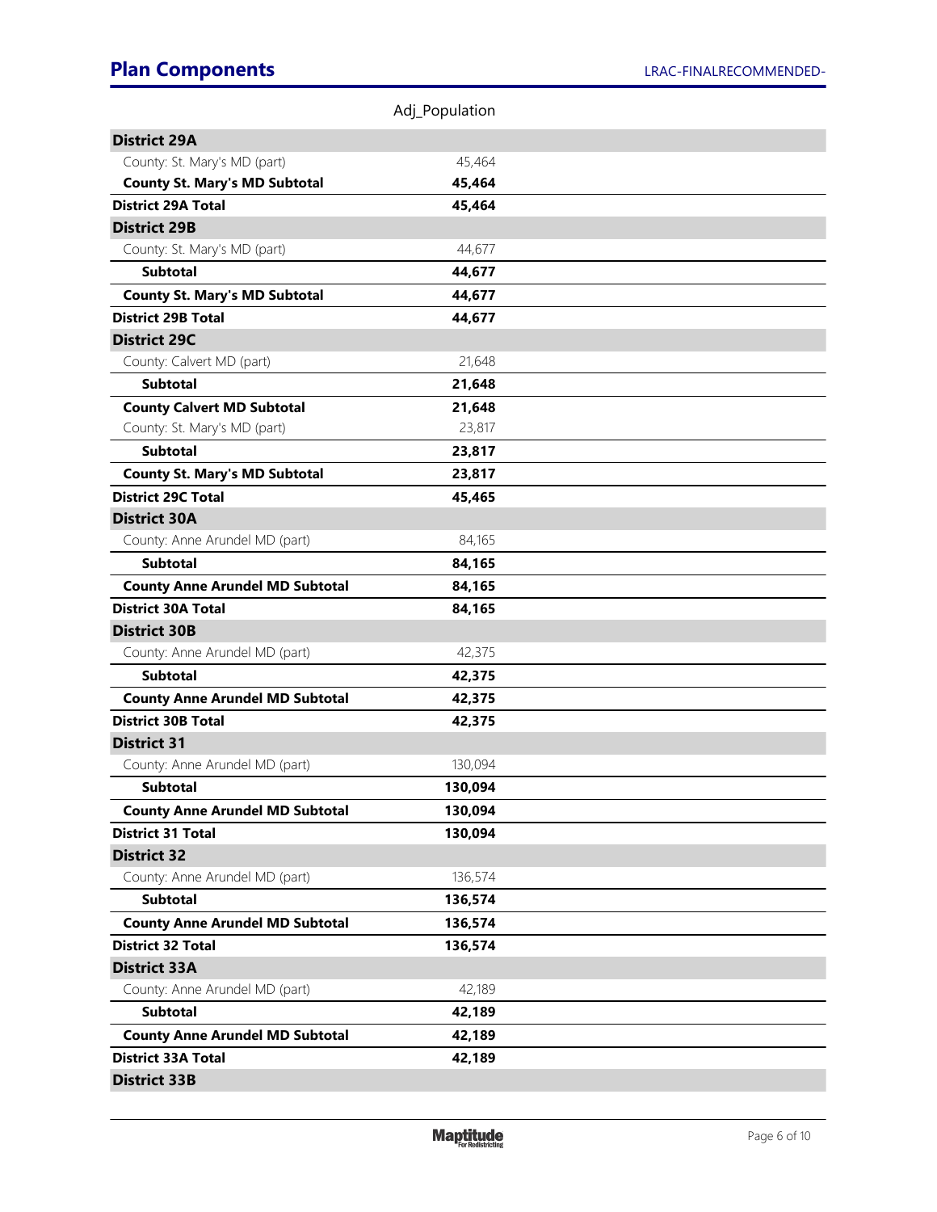## Plan Components

| | Adj_Population |
|---|---|
| **District 29A** | |
| County: St. Mary's MD (part) | 45,464 |
| **County St. Mary's MD Subtotal** | **45,464** |
| **District 29A Total** | **45,464** |
| **District 29B** | |
| County: St. Mary's MD (part) | 44,677 |
| **Subtotal** | **44,677** |
| **County St. Mary's MD Subtotal** | **44,677** |
| **District 29B Total** | **44,677** |
| **District 29C** | |
| County: Calvert MD (part) | 21,648 |
| **Subtotal** | **21,648** |
| **County Calvert MD Subtotal** | **21,648** |
| County: St. Mary's MD (part) | 23,817 |
| **Subtotal** | **23,817** |
| **County St. Mary's MD Subtotal** | **23,817** |
| **District 29C Total** | **45,465** |
| **District 30A** | |
| County: Anne Arundel MD (part) | 84,165 |
| **Subtotal** | **84,165** |
| **County Anne Arundel MD Subtotal** | **84,165** |
| **District 30A Total** | **84,165** |
| **District 30B** | |
| County: Anne Arundel MD (part) | 42,375 |
| **Subtotal** | **42,375** |
| **County Anne Arundel MD Subtotal** | **42,375** |
| **District 30B Total** | **42,375** |
| **District 31** | |
| County: Anne Arundel MD (part) | 130,094 |
| **Subtotal** | **130,094** |
| **County Anne Arundel MD Subtotal** | **130,094** |
| **District 31 Total** | **130,094** |
| **District 32** | |
| County: Anne Arundel MD (part) | 136,574 |
| **Subtotal** | **136,574** |
| **County Anne Arundel MD Subtotal** | **136,574** |
| **District 32 Total** | **136,574** |
| **District 33A** | |
| County: Anne Arundel MD (part) | 42,189 |
| **Subtotal** | **42,189** |
| **County Anne Arundel MD Subtotal** | **42,189** |
| **District 33A Total** | **42,189** |
| **District 33B** | |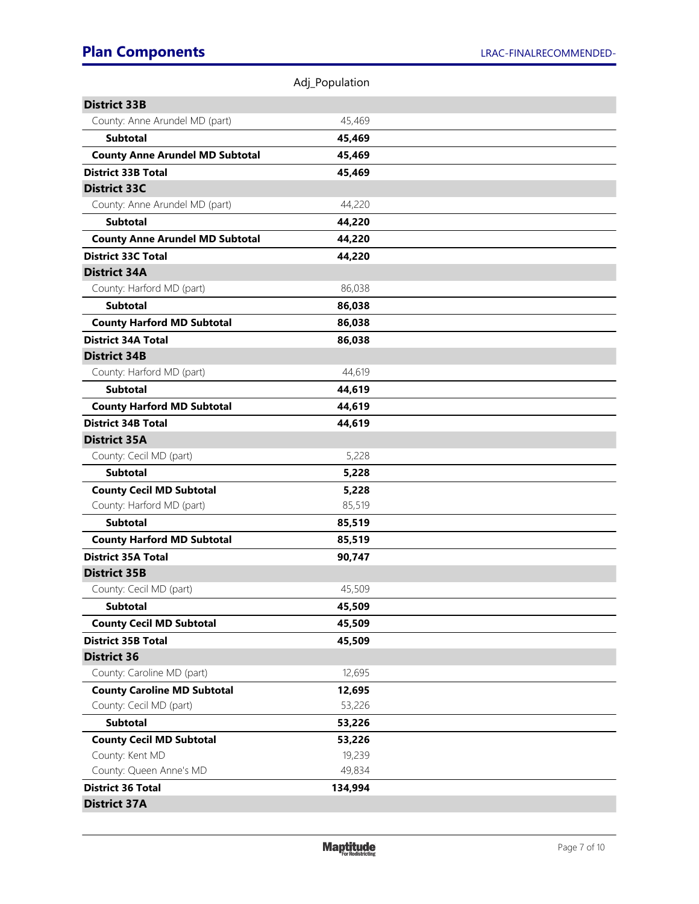## Plan Components

| | Adj_Population |
|---|---|
| **District 33B** | |
| County: Anne Arundel MD (part) | 45,469 |
| **Subtotal** | **45,469** |
| **County Anne Arundel MD Subtotal** | **45,469** |
| **District 33B Total** | **45,469** |
| **District 33C** | |
| County: Anne Arundel MD (part) | 44,220 |
| **Subtotal** | **44,220** |
| **County Anne Arundel MD Subtotal** | **44,220** |
| **District 33C Total** | **44,220** |
| **District 34A** | |
| County: Harford MD (part) | 86,038 |
| **Subtotal** | **86,038** |
| **County Harford MD Subtotal** | **86,038** |
| **District 34A Total** | **86,038** |
| **District 34B** | |
| County: Harford MD (part) | 44,619 |
| **Subtotal** | **44,619** |
| **County Harford MD Subtotal** | **44,619** |
| **District 34B Total** | **44,619** |
| **District 35A** | |
| County: Cecil MD (part) | 5,228 |
| **Subtotal** | **5,228** |
| **County Cecil MD Subtotal** | **5,228** |
| County: Harford MD (part) | 85,519 |
| **Subtotal** | **85,519** |
| **County Harford MD Subtotal** | **85,519** |
| **District 35A Total** | **90,747** |
| **District 35B** | |
| County: Cecil MD (part) | 45,509 |
| **Subtotal** | **45,509** |
| **County Cecil MD Subtotal** | **45,509** |
| **District 35B Total** | **45,509** |
| **District 36** | |
| County: Caroline MD (part) | 12,695 |
| **County Caroline MD Subtotal** | **12,695** |
| County: Cecil MD (part) | 53,226 |
| **Subtotal** | **53,226** |
| **County Cecil MD Subtotal** | **53,226** |
| County: Kent MD | 19,239 |
| County: Queen Anne's MD | 49,834 |
| **District 36 Total** | **134,994** |
| **District 37A** | |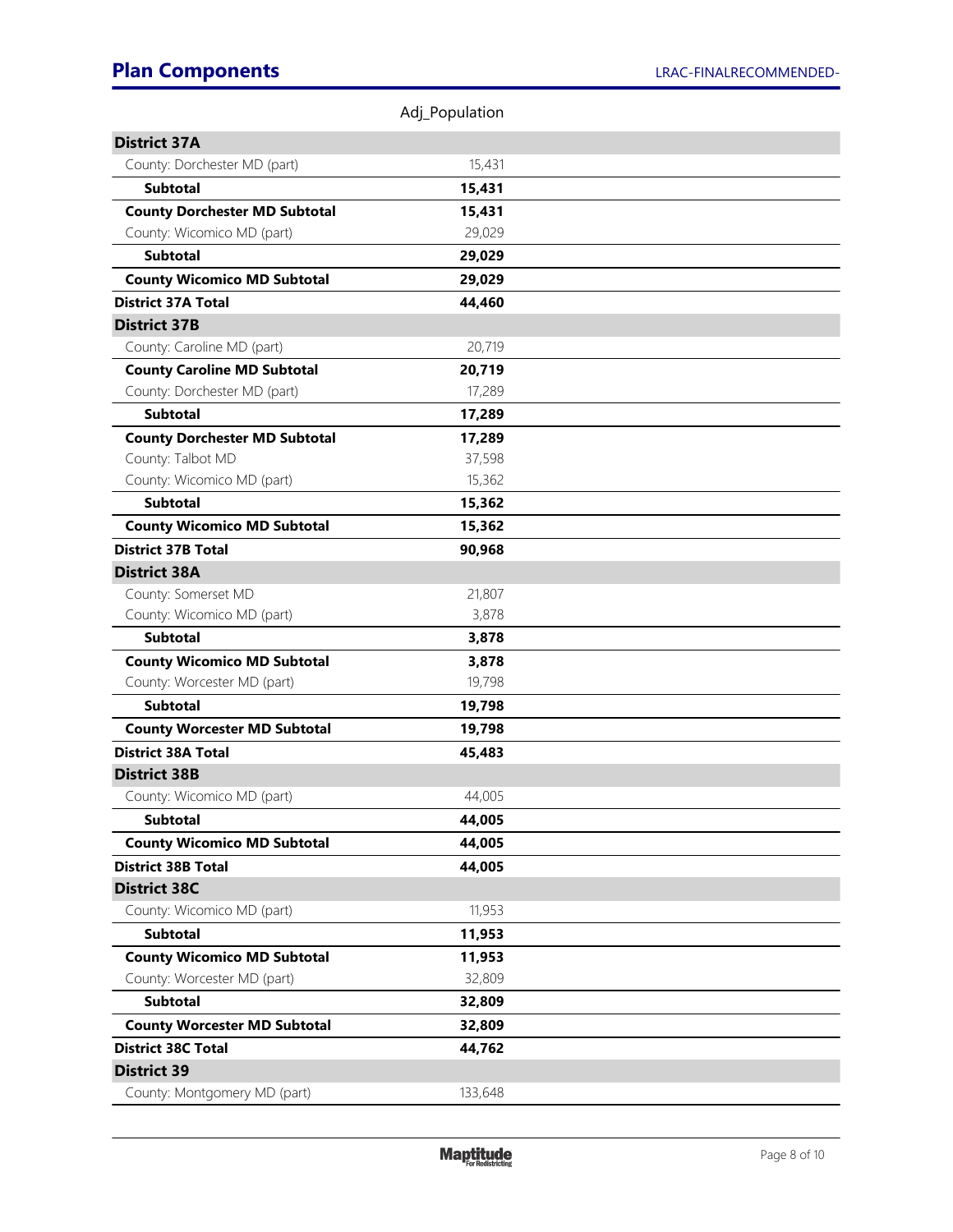## Plan Components

| | Adj_Population |
|---|---|
| **District 37A** | |
| County: Dorchester MD (part) | 15,431 |
| **Subtotal** | **15,431** |
| **County Dorchester MD Subtotal** | **15,431** |
| County: Wicomico MD (part) | 29,029 |
| **Subtotal** | **29,029** |
| **County Wicomico MD Subtotal** | **29,029** |
| **District 37A Total** | **44,460** |
| **District 37B** | |
| County: Caroline MD (part) | 20,719 |
| **County Caroline MD Subtotal** | **20,719** |
| County: Dorchester MD (part) | 17,289 |
| **Subtotal** | **17,289** |
| **County Dorchester MD Subtotal** | **17,289** |
| County: Talbot MD | 37,598 |
| County: Wicomico MD (part) | 15,362 |
| **Subtotal** | **15,362** |
| **County Wicomico MD Subtotal** | **15,362** |
| **District 37B Total** | **90,968** |
| **District 38A** | |
| County: Somerset MD | 21,807 |
| County: Wicomico MD (part) | 3,878 |
| **Subtotal** | **3,878** |
| **County Wicomico MD Subtotal** | **3,878** |
| County: Worcester MD (part) | 19,798 |
| **Subtotal** | **19,798** |
| **County Worcester MD Subtotal** | **19,798** |
| **District 38A Total** | **45,483** |
| **District 38B** | |
| County: Wicomico MD (part) | 44,005 |
| **Subtotal** | **44,005** |
| **County Wicomico MD Subtotal** | **44,005** |
| **District 38B Total** | **44,005** |
| **District 38C** | |
| County: Wicomico MD (part) | 11,953 |
| **Subtotal** | **11,953** |
| **County Wicomico MD Subtotal** | **11,953** |
| County: Worcester MD (part) | 32,809 |
| **Subtotal** | **32,809** |
| **County Worcester MD Subtotal** | **32,809** |
| **District 38C Total** | **44,762** |
| **District 39** | |
| County: Montgomery MD (part) | 133,648 |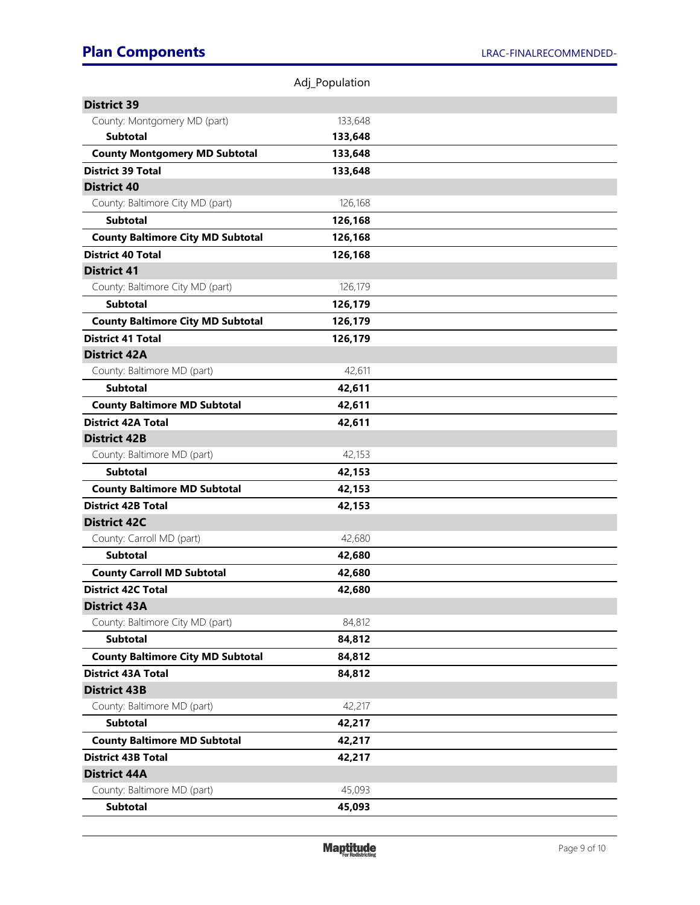## Plan Components

| | Adj_Population |
|---|---|
| **District 39** | |
| County: Montgomery MD (part) | 133,648 |
| **Subtotal** | **133,648** |
| **County Montgomery MD Subtotal** | **133,648** |
| **District 39 Total** | **133,648** |
| **District 40** | |
| County: Baltimore City MD (part) | 126,168 |
| **Subtotal** | **126,168** |
| **County Baltimore City MD Subtotal** | **126,168** |
| **District 40 Total** | **126,168** |
| **District 41** | |
| County: Baltimore City MD (part) | 126,179 |
| **Subtotal** | **126,179** |
| **County Baltimore City MD Subtotal** | **126,179** |
| **District 41 Total** | **126,179** |
| **District 42A** | |
| County: Baltimore MD (part) | 42,611 |
| **Subtotal** | **42,611** |
| **County Baltimore MD Subtotal** | **42,611** |
| **District 42A Total** | **42,611** |
| **District 42B** | |
| County: Baltimore MD (part) | 42,153 |
| **Subtotal** | **42,153** |
| **County Baltimore MD Subtotal** | **42,153** |
| **District 42B Total** | **42,153** |
| **District 42C** | |
| County: Carroll MD (part) | 42,680 |
| **Subtotal** | **42,680** |
| **County Carroll MD Subtotal** | **42,680** |
| **District 42C Total** | **42,680** |
| **District 43A** | |
| County: Baltimore City MD (part) | 84,812 |
| **Subtotal** | **84,812** |
| **County Baltimore City MD Subtotal** | **84,812** |
| **District 43A Total** | **84,812** |
| **District 43B** | |
| County: Baltimore MD (part) | 42,217 |
| **Subtotal** | **42,217** |
| **County Baltimore MD Subtotal** | **42,217** |
| **District 43B Total** | **42,217** |
| **District 44A** | |
| County: Baltimore MD (part) | 45,093 |
| **Subtotal** | **45,093** |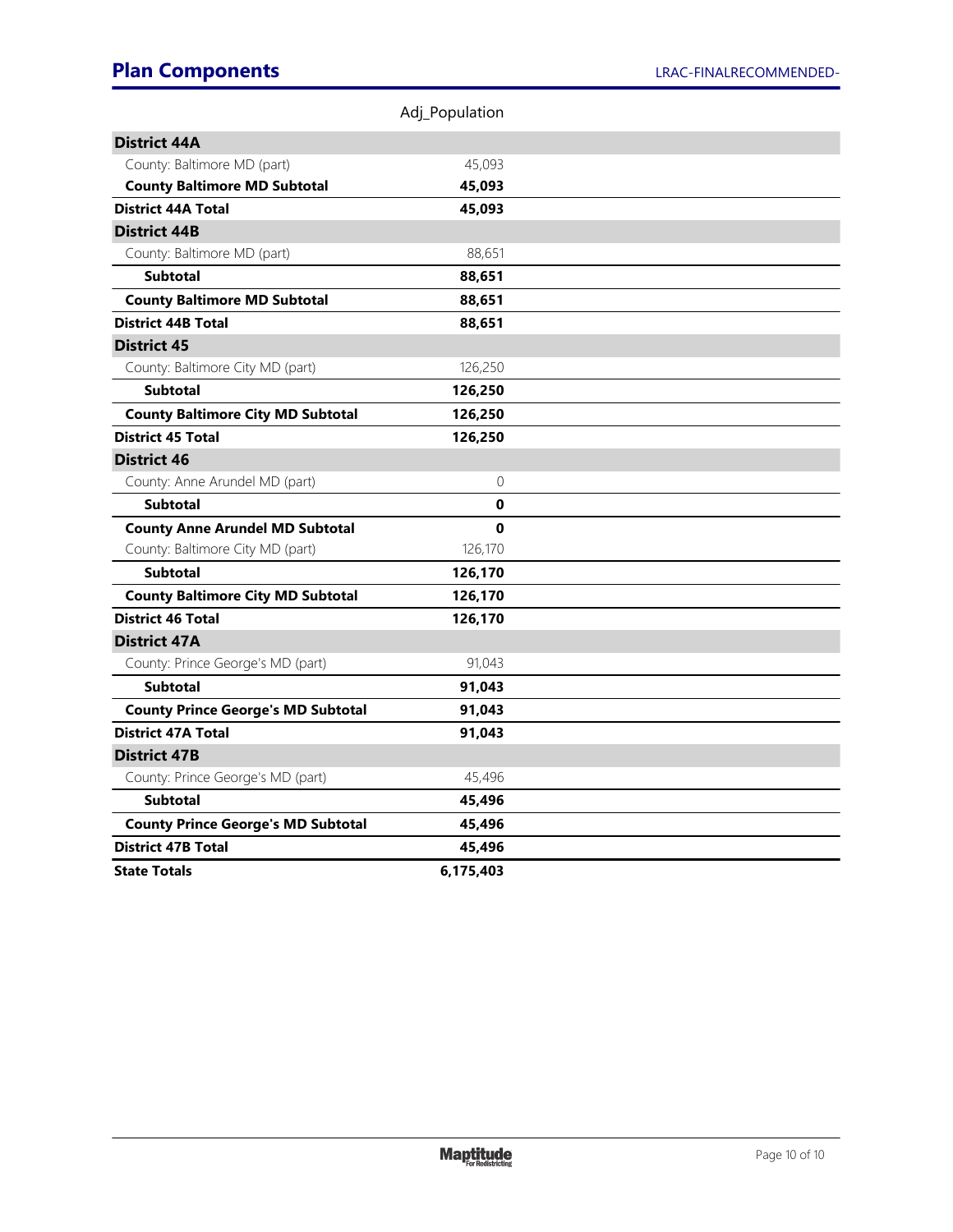| | Adj_Population |
|---|---|
| **District 44A** | |
| County: Baltimore MD (part) | 45,093 |
| **County Baltimore MD Subtotal** | **45,093** |
| **District 44A Total** | **45,093** |
| **District 44B** | |
| County: Baltimore MD (part) | 88,651 |
| **Subtotal** | **88,651** |
| **County Baltimore MD Subtotal** | **88,651** |
| **District 44B Total** | **88,651** |
| **District 45** | |
| County: Baltimore City MD (part) | 126,250 |
| **Subtotal** | **126,250** |
| **County Baltimore City MD Subtotal** | **126,250** |
| **District 45 Total** | **126,250** |
| **District 46** | |
| County: Anne Arundel MD (part) | 0 |
| **Subtotal** | **0** |
| **County Anne Arundel MD Subtotal** | **0** |
| County: Baltimore City MD (part) | 126,170 |
| **Subtotal** | **126,170** |
| **County Baltimore City MD Subtotal** | **126,170** |
| **District 46 Total** | **126,170** |
| **District 47A** | |
| County: Prince George's MD (part) | 91,043 |
| **Subtotal** | **91,043** |
| **County Prince George's MD Subtotal** | **91,043** |
| **District 47A Total** | **91,043** |
| **District 47B** | |
| County: Prince George's MD (part) | 45,496 |
| **Subtotal** | **45,496** |
| **County Prince George's MD Subtotal** | **45,496** |
| **District 47B Total** | **45,496** |
| **State Totals** | **6,175,403** |